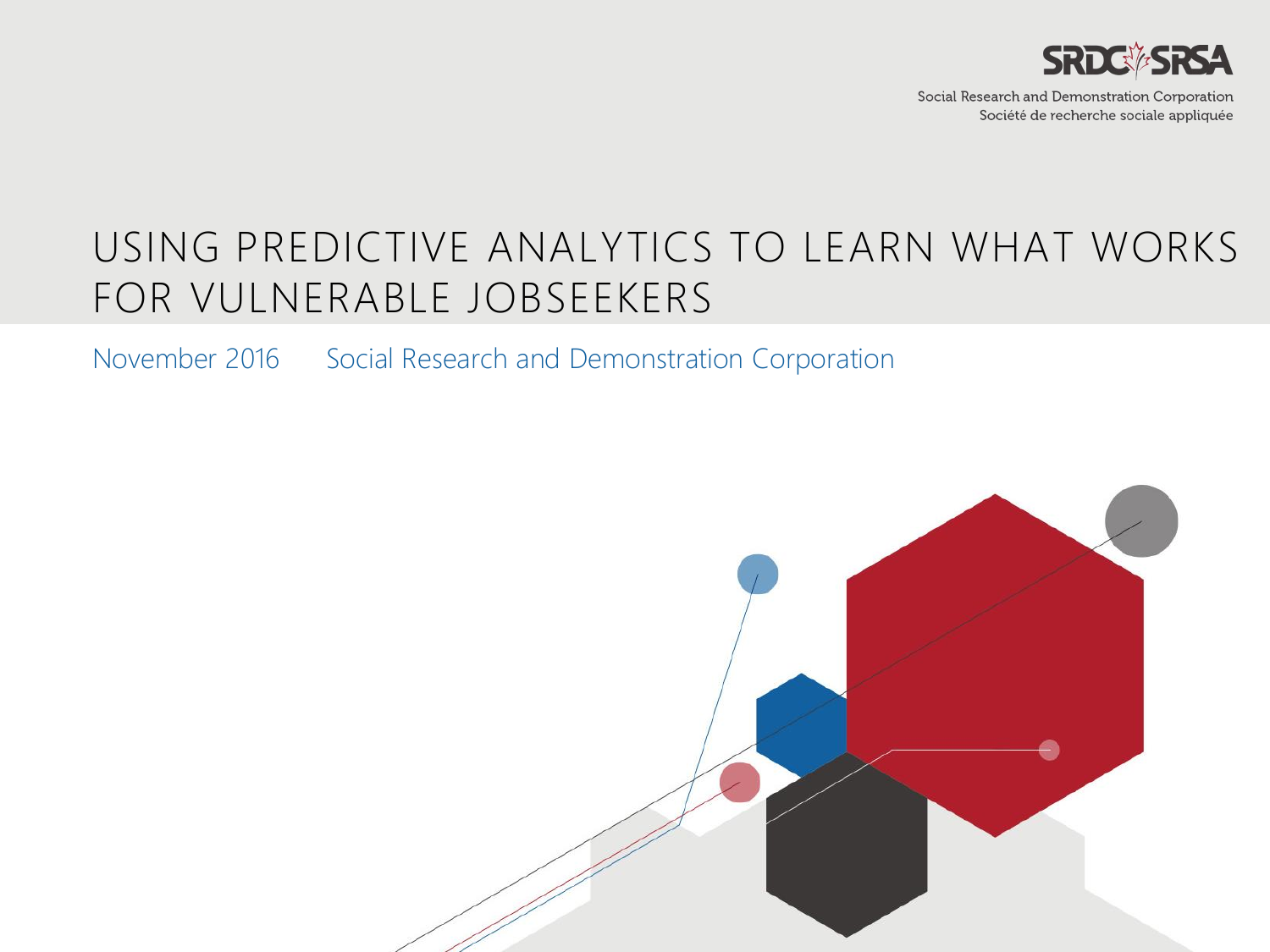SRDC SRSA

Social Research and Demonstration Corporation
Société de recherche sociale appliquée

# USING PREDICTIVE ANALYTICS TO LEARN WHAT WORKS FOR VULNERABLE JOBSEEKERS

November 2016 Social Research and Demonstration Corporation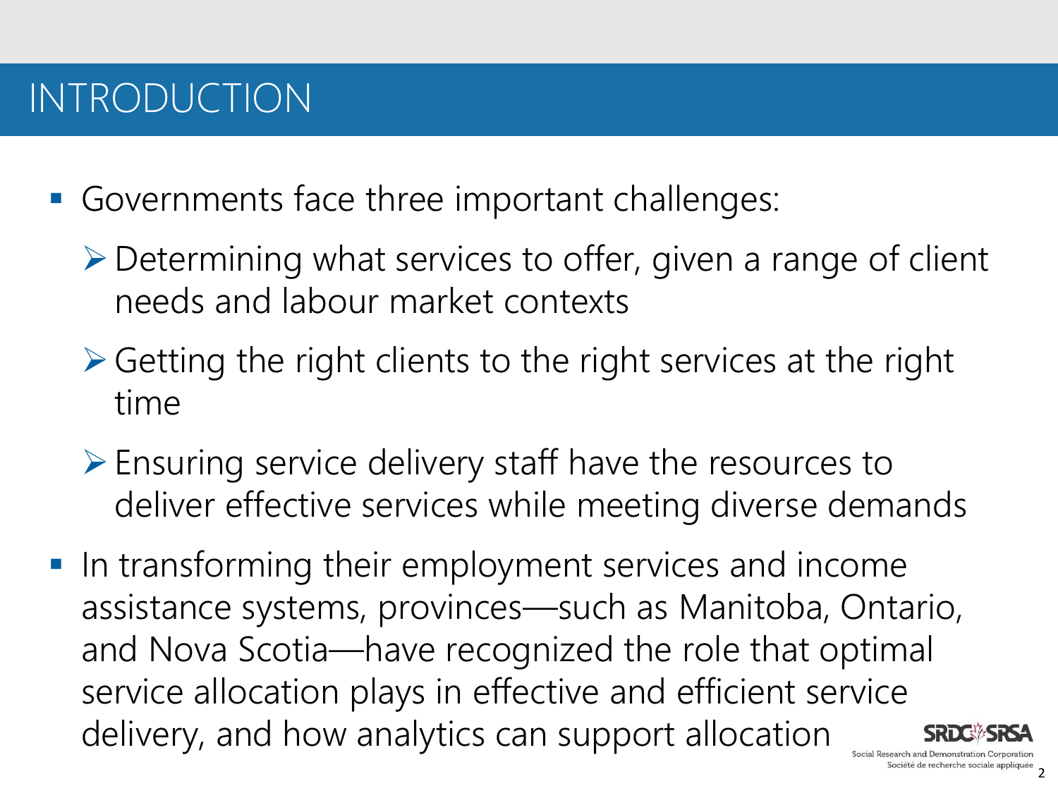# INTRODUCTION

- Governments face three important challenges:
  - Determining what services to offer, given a range of client needs and labour market contexts
  - Getting the right clients to the right services at the right time
  - Ensuring service delivery staff have the resources to deliver effective services while meeting diverse demands
- In transforming their employment services and income assistance systems, provinces—such as Manitoba, Ontario, and Nova Scotia—have recognized the role that optimal service allocation plays in effective and efficient service delivery, and how analytics can support allocation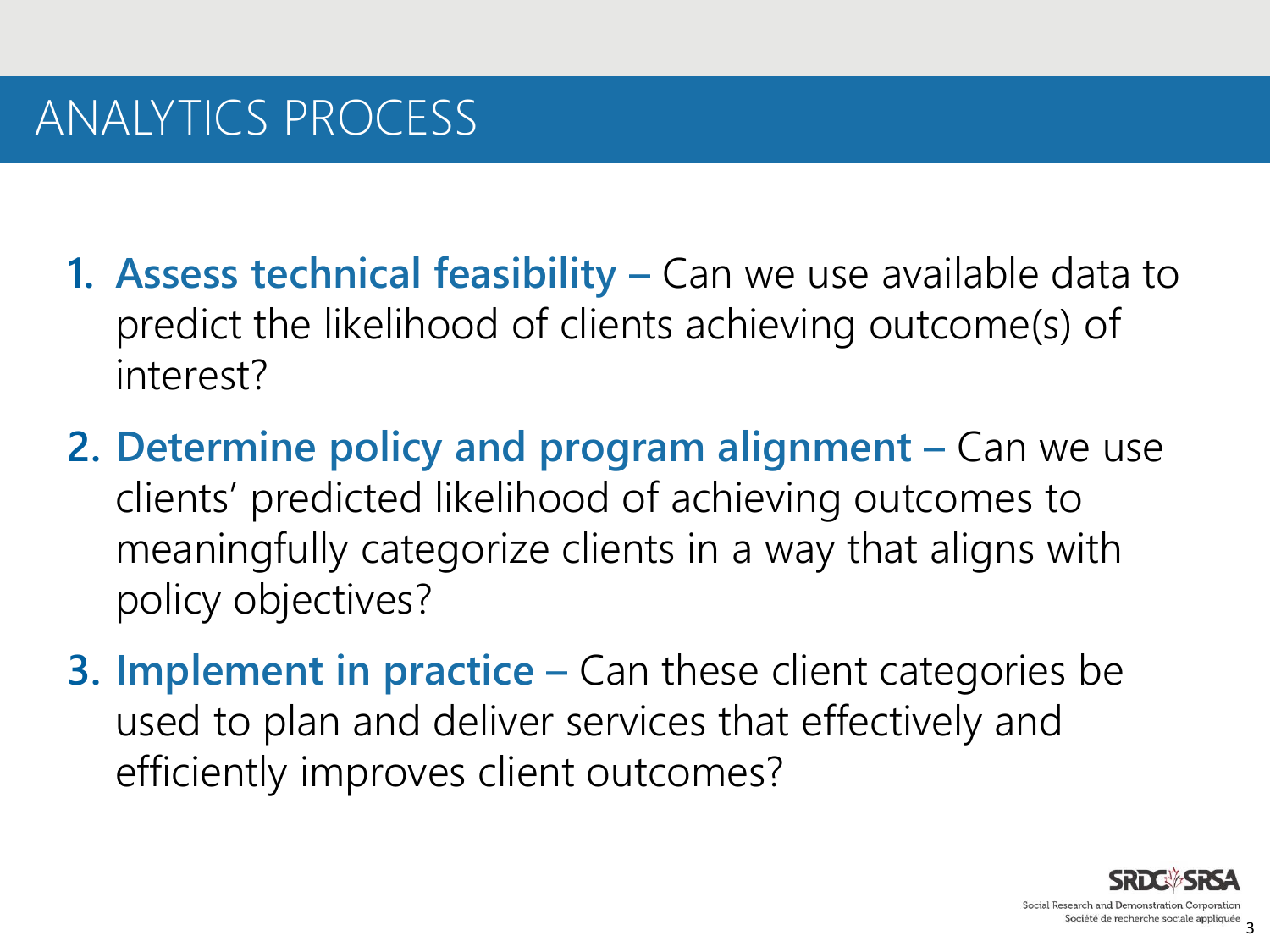# ANALYTICS PROCESS

1. **Assess technical feasibility –** Can we use available data to predict the likelihood of clients achieving outcome(s) of interest?
2. **Determine policy and program alignment –** Can we use clients' predicted likelihood of achieving outcomes to meaningfully categorize clients in a way that aligns with policy objectives?
3. **Implement in practice –** Can these client categories be used to plan and deliver services that effectively and efficiently improves client outcomes?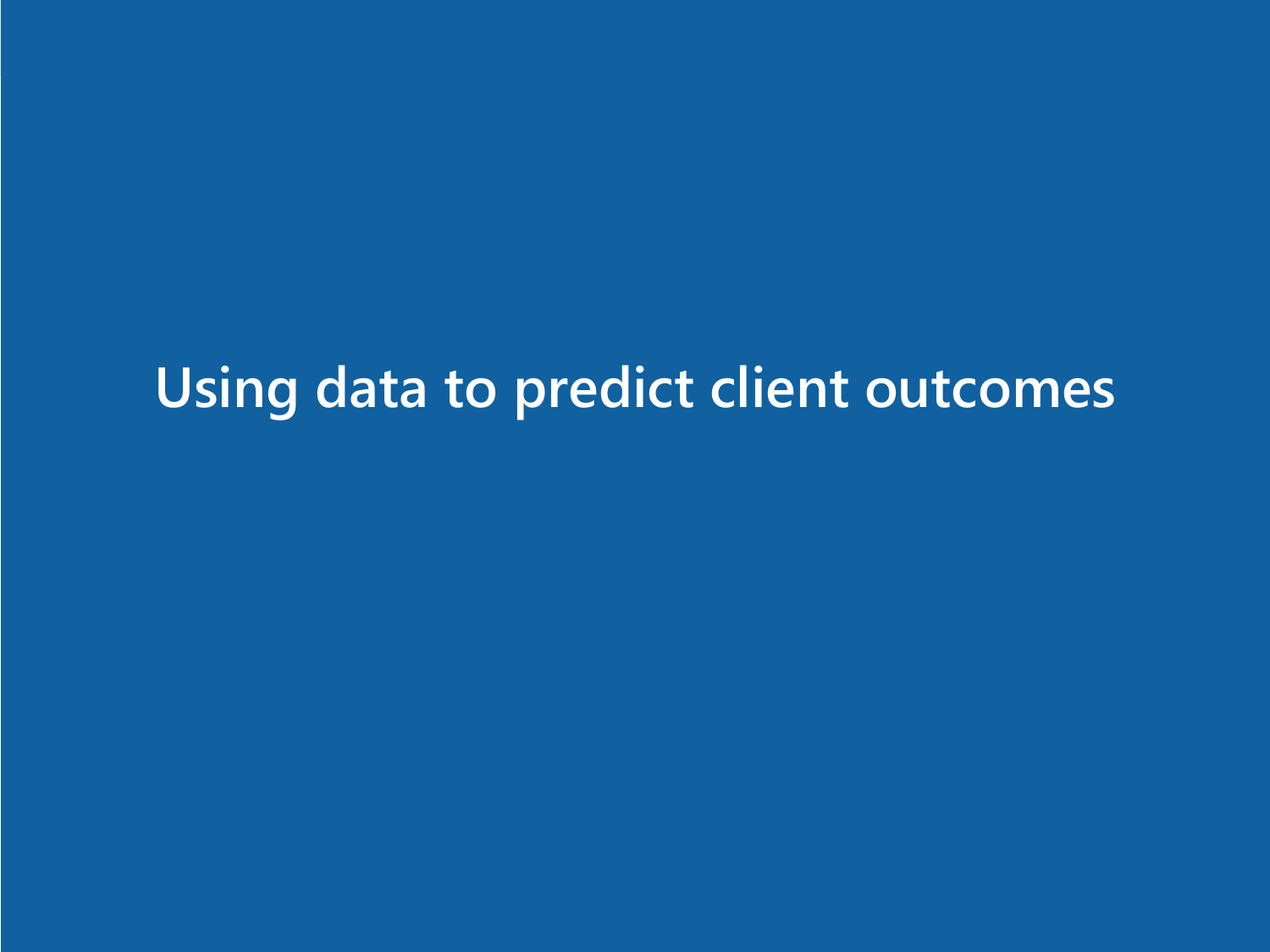# Using data to predict client outcomes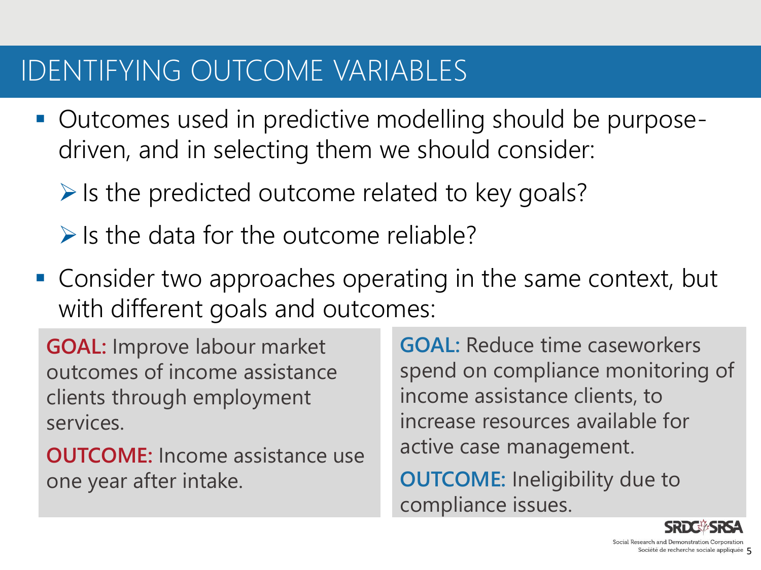# IDENTIFYING OUTCOME VARIABLES

- Outcomes used in predictive modelling should be purpose-driven, and in selecting them we should consider:
  - Is the predicted outcome related to key goals?
  - Is the data for the outcome reliable?
- Consider two approaches operating in the same context, but with different goals and outcomes:

**GOAL:** Improve labour market outcomes of income assistance clients through employment services.

**OUTCOME:** Income assistance use one year after intake.

**GOAL:** Reduce time caseworkers spend on compliance monitoring of income assistance clients, to increase resources available for active case management.

**OUTCOME:** Ineligibility due to compliance issues.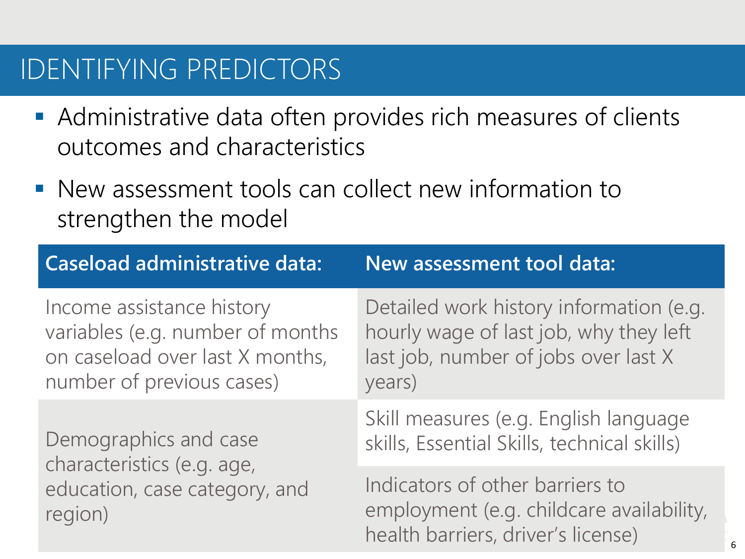# IDENTIFYING PREDICTORS

- Administrative data often provides rich measures of clients outcomes and characteristics
- New assessment tools can collect new information to strengthen the model

| Caseload administrative data: | New assessment tool data: |
| --- | --- |
| Income assistance history variables (e.g. number of months on caseload over last X months, number of previous cases) | Detailed work history information (e.g. hourly wage of last job, why they left last job, number of jobs over last X years) |
| Demographics and case characteristics (e.g. age, education, case category, and region) | Skill measures (e.g. English language skills, Essential Skills, technical skills) |
| | Indicators of other barriers to employment (e.g. childcare availability, health barriers, driver's license) |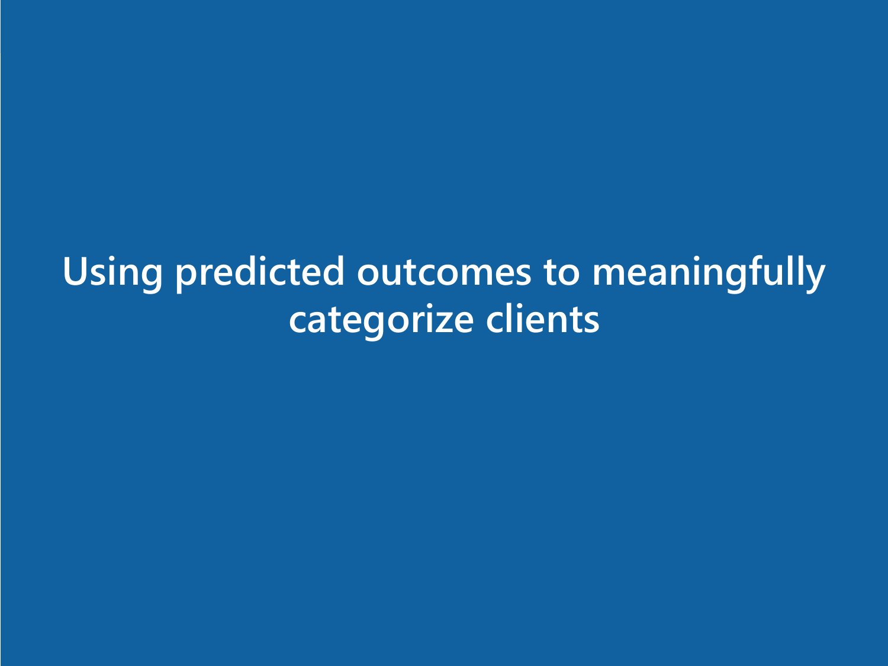# Using predicted outcomes to meaningfully categorize clients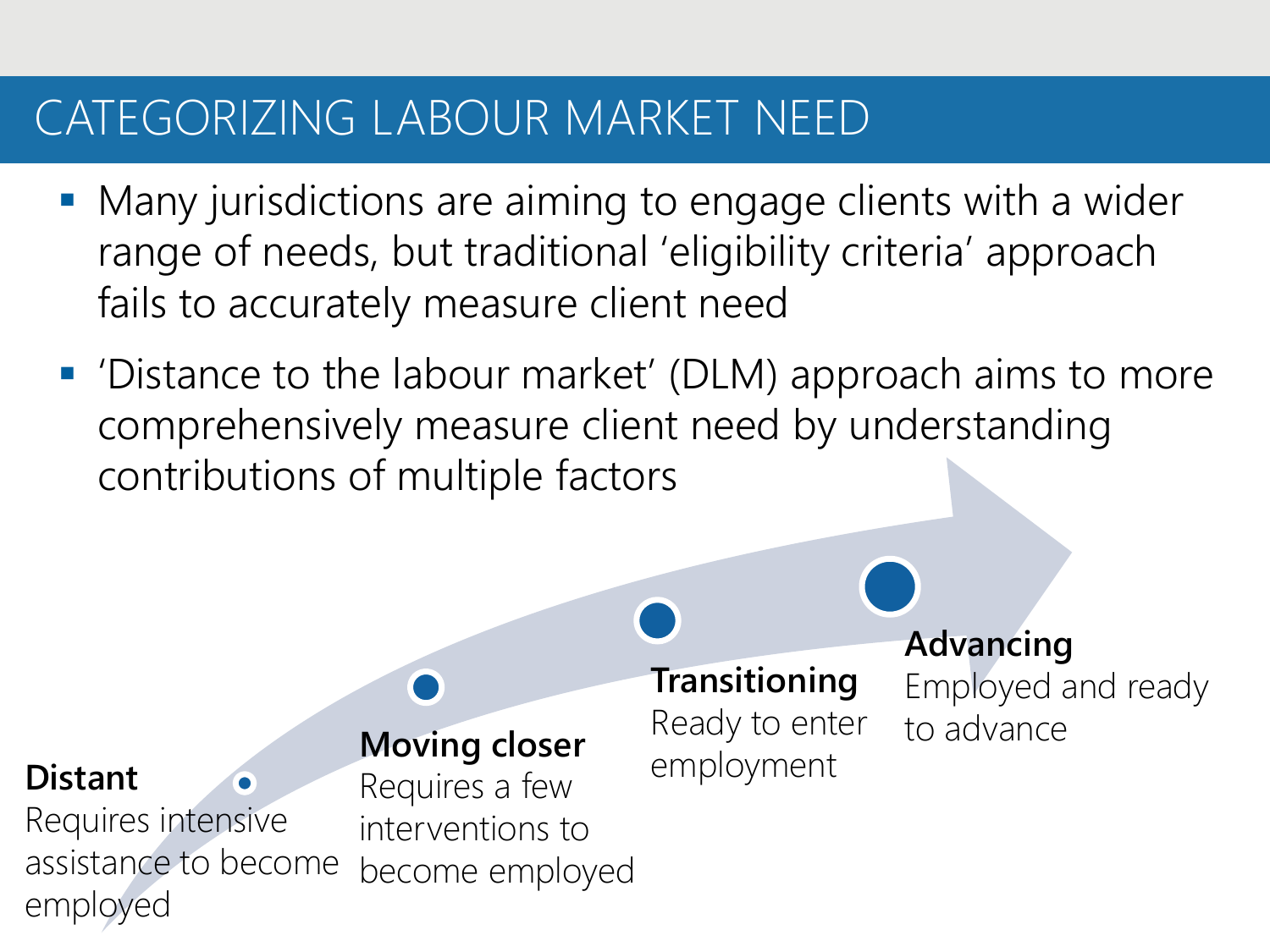# CATEGORIZING LABOUR MARKET NEED

- Many jurisdictions are aiming to engage clients with a wider range of needs, but traditional 'eligibility criteria' approach fails to accurately measure client need
- 'Distance to the labour market' (DLM) approach aims to more comprehensively measure client need by understanding contributions of multiple factors

**Distant**
Requires intensive assistance to become employed

**Moving closer**
Requires a few interventions to become employed

**Transitioning**
Ready to enter employment

**Advancing**
Employed and ready to advance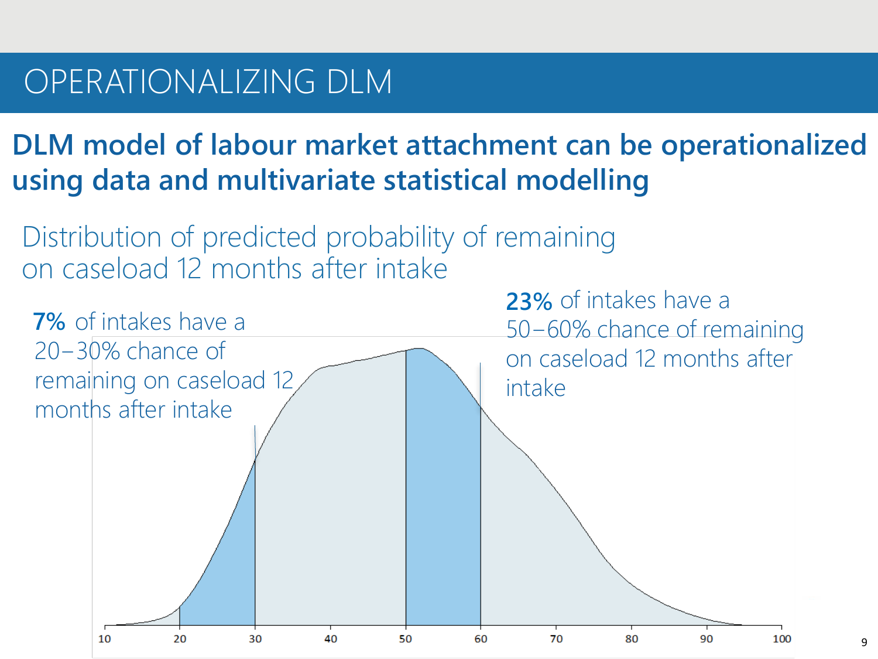# OPERATIONALIZING DLM

## DLM model of labour market attachment can be operationalized using data and multivariate statistical modelling

Distribution of predicted probability of remaining on caseload 12 months after intake

**7%** of intakes have a 20–30% chance of remaining on caseload 12 months after intake

**23%** of intakes have a 50–60% chance of remaining on caseload 12 months after intake

10 20 30 40 50 60 70 80 90 100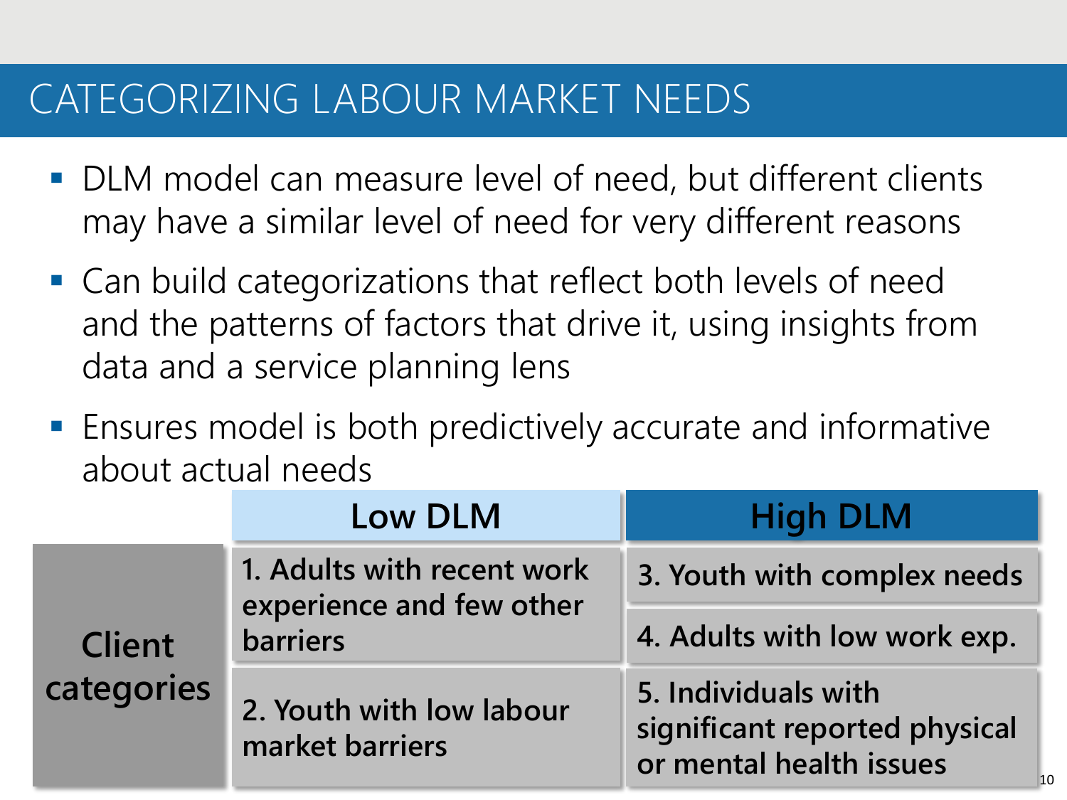# CATEGORIZING LABOUR MARKET NEEDS

- DLM model can measure level of need, but different clients may have a similar level of need for very different reasons
- Can build categorizations that reflect both levels of need and the patterns of factors that drive it, using insights from data and a service planning lens
- Ensures model is both predictively accurate and informative about actual needs

| | Low DLM | High DLM |
|---|---|---|
| **Client categories** | **1. Adults with recent work experience and few other barriers** | **3. Youth with complex needs** |
| | | **4. Adults with low work exp.** |
| | **2. Youth with low labour market barriers** | **5. Individuals with significant reported physical or mental health issues** |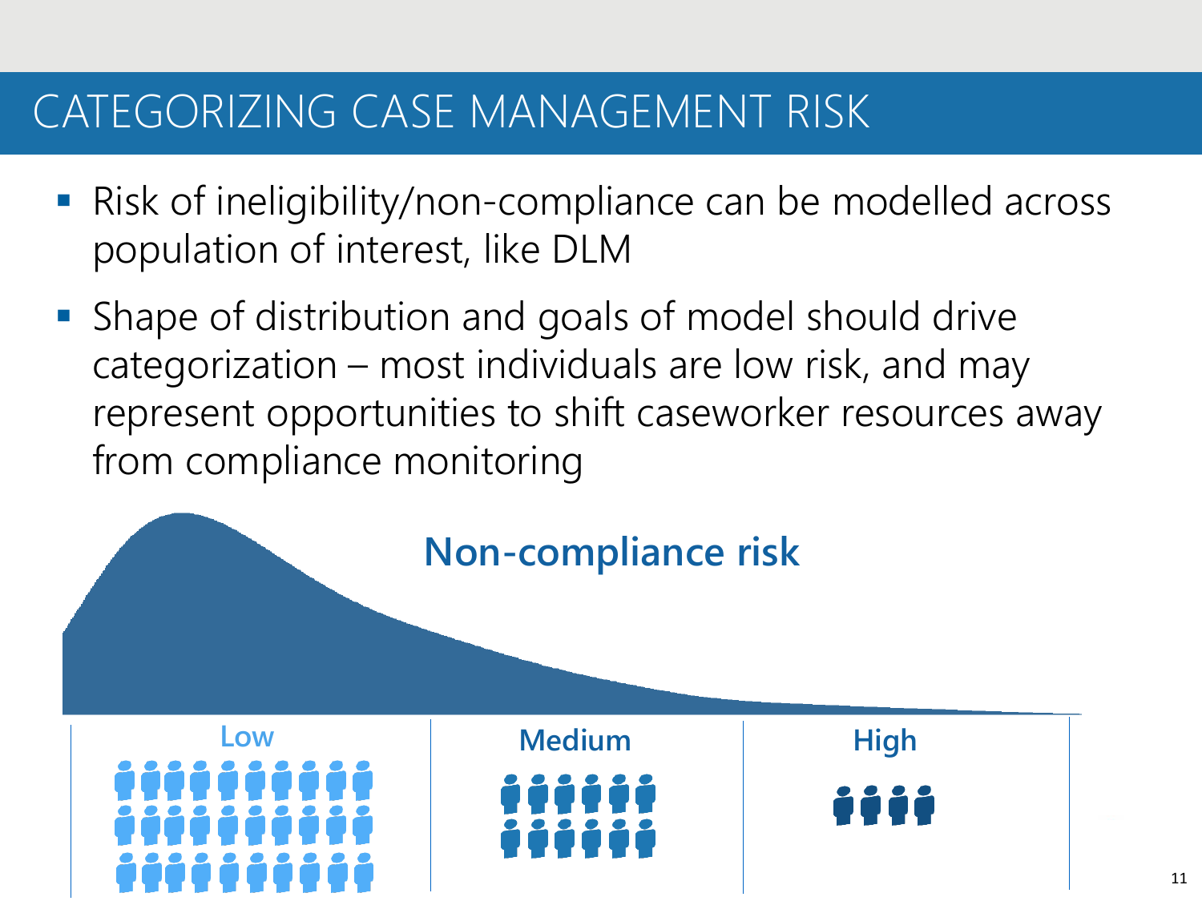# CATEGORIZING CASE MANAGEMENT RISK

- Risk of ineligibility/non-compliance can be modelled across population of interest, like DLM
- Shape of distribution and goals of model should drive categorization – most individuals are low risk, and may represent opportunities to shift caseworker resources away from compliance monitoring

**Non-compliance risk**

| Low | Medium | High |
| --- | --- | --- |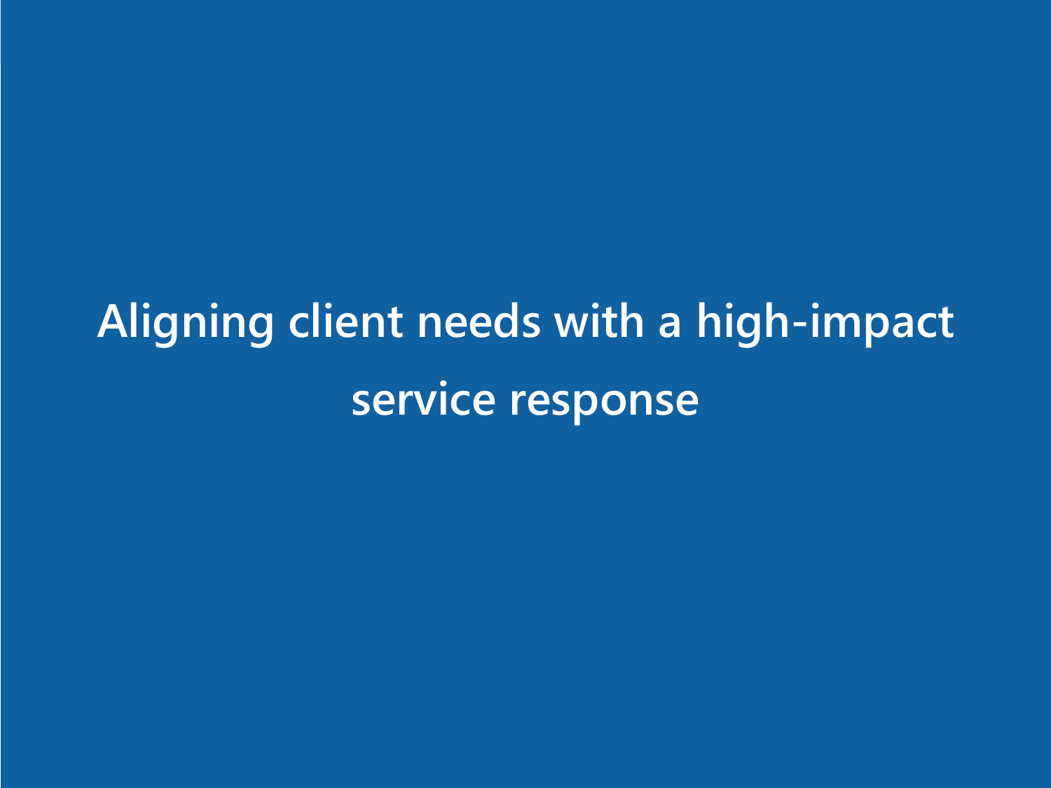# Aligning client needs with a high-impact service response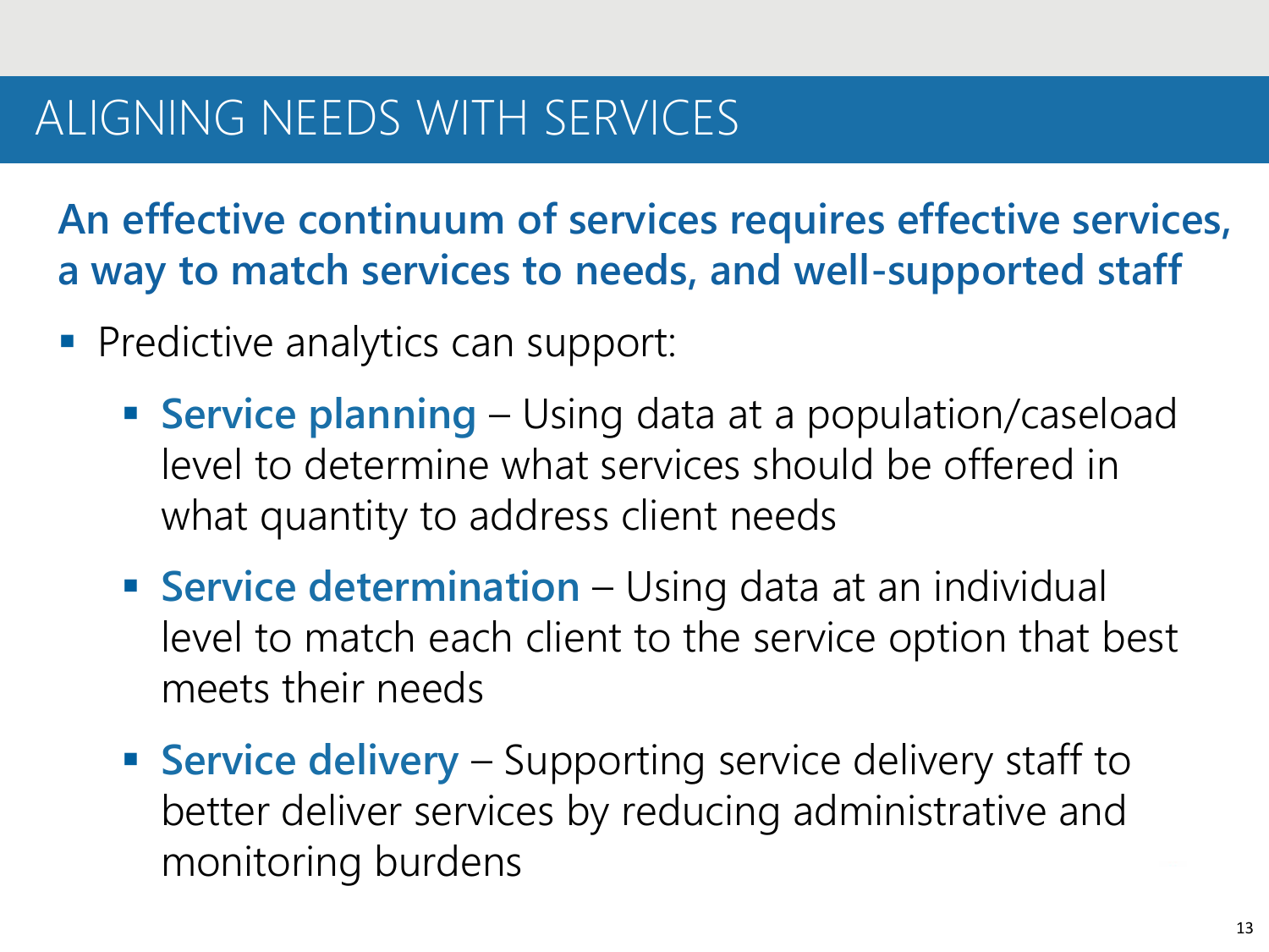# ALIGNING NEEDS WITH SERVICES

**An effective continuum of services requires effective services, a way to match services to needs, and well-supported staff**

- Predictive analytics can support:
  - **Service planning** – Using data at a population/caseload level to determine what services should be offered in what quantity to address client needs
  - **Service determination** – Using data at an individual level to match each client to the service option that best meets their needs
  - **Service delivery** – Supporting service delivery staff to better deliver services by reducing administrative and monitoring burdens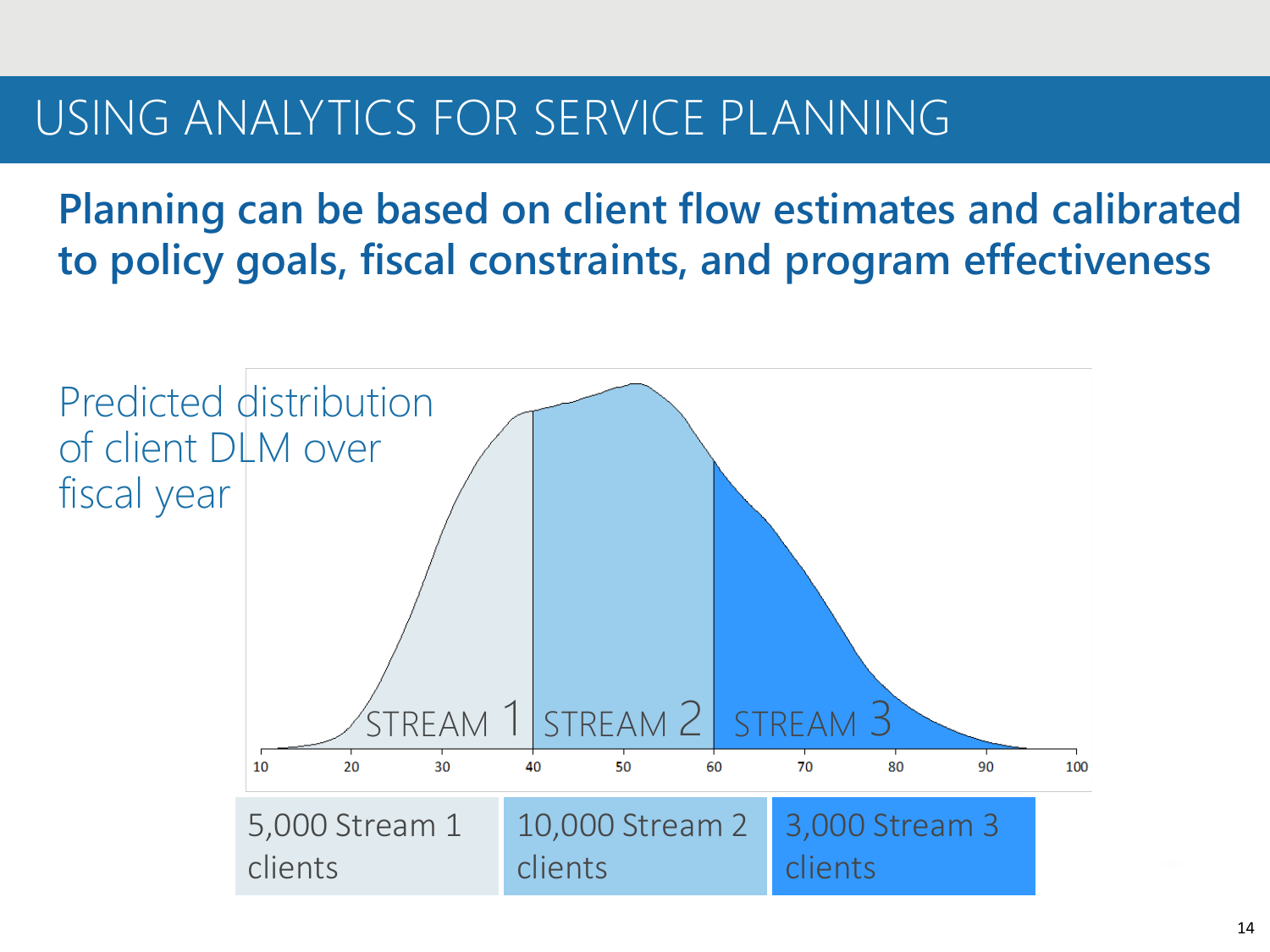# USING ANALYTICS FOR SERVICE PLANNING

## Planning can be based on client flow estimates and calibrated to policy goals, fiscal constraints, and program effectiveness

Predicted distribution of client DLM over fiscal year

STREAM 1 | STREAM 2 | STREAM 3

10 20 30 40 50 60 70 80 90 100

| 5,000 Stream 1 clients | 10,000 Stream 2 clients | 3,000 Stream 3 clients |
|---|---|---|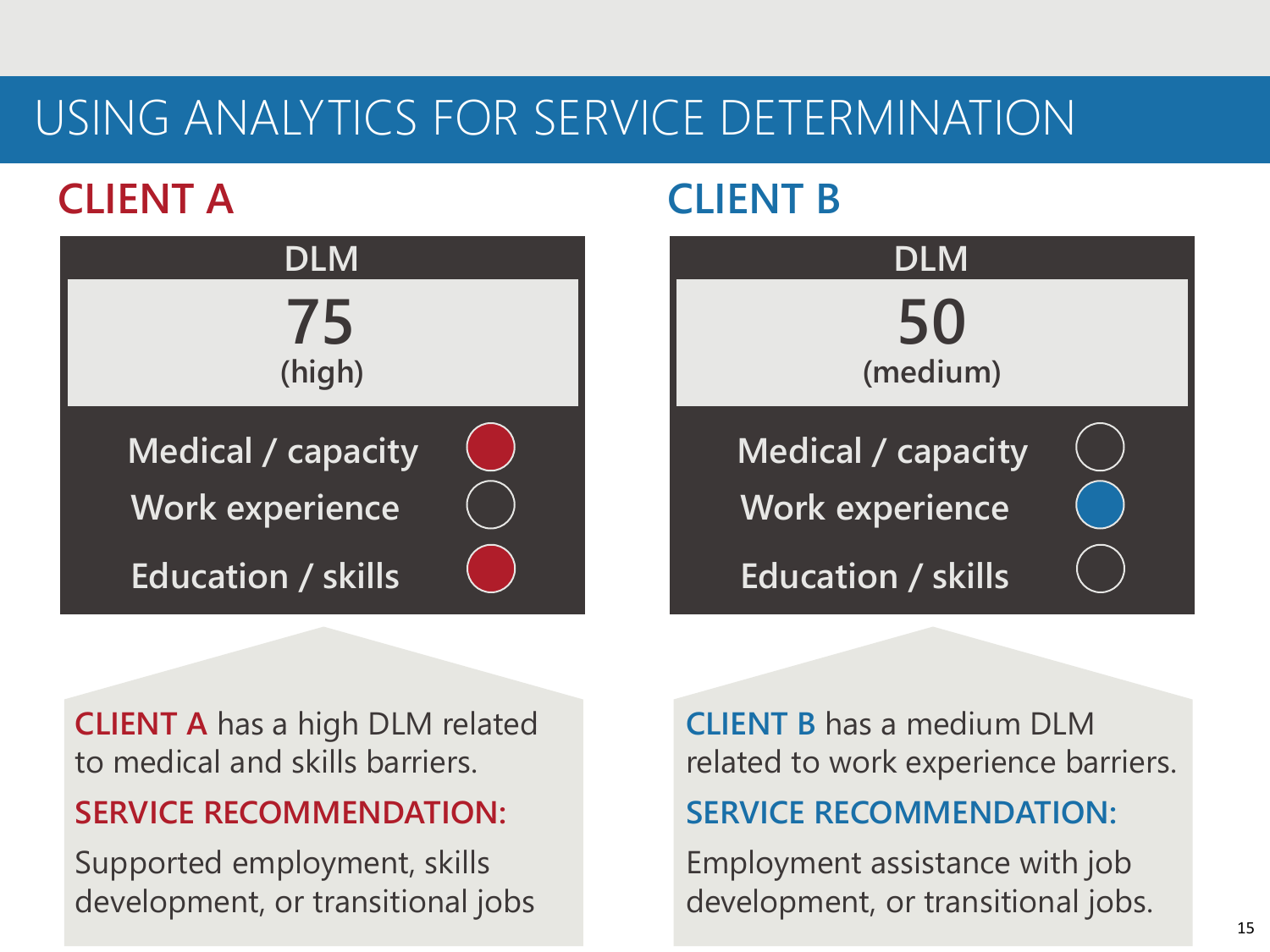# USING ANALYTICS FOR SERVICE DETERMINATION

## CLIENT A

| DLM | |
|---|---|
| **75** (high) | |
| Medical / capacity | ● |
| Work experience | ○ |
| Education / skills | ● |

**CLIENT A** has a high DLM related to medical and skills barriers.

**SERVICE RECOMMENDATION:**

Supported employment, skills development, or transitional jobs

## CLIENT B

| DLM | |
|---|---|
| **50** (medium) | |
| Medical / capacity | ○ |
| Work experience | ● |
| Education / skills | ○ |

**CLIENT B** has a medium DLM related to work experience barriers.

**SERVICE RECOMMENDATION:**

Employment assistance with job development, or transitional jobs.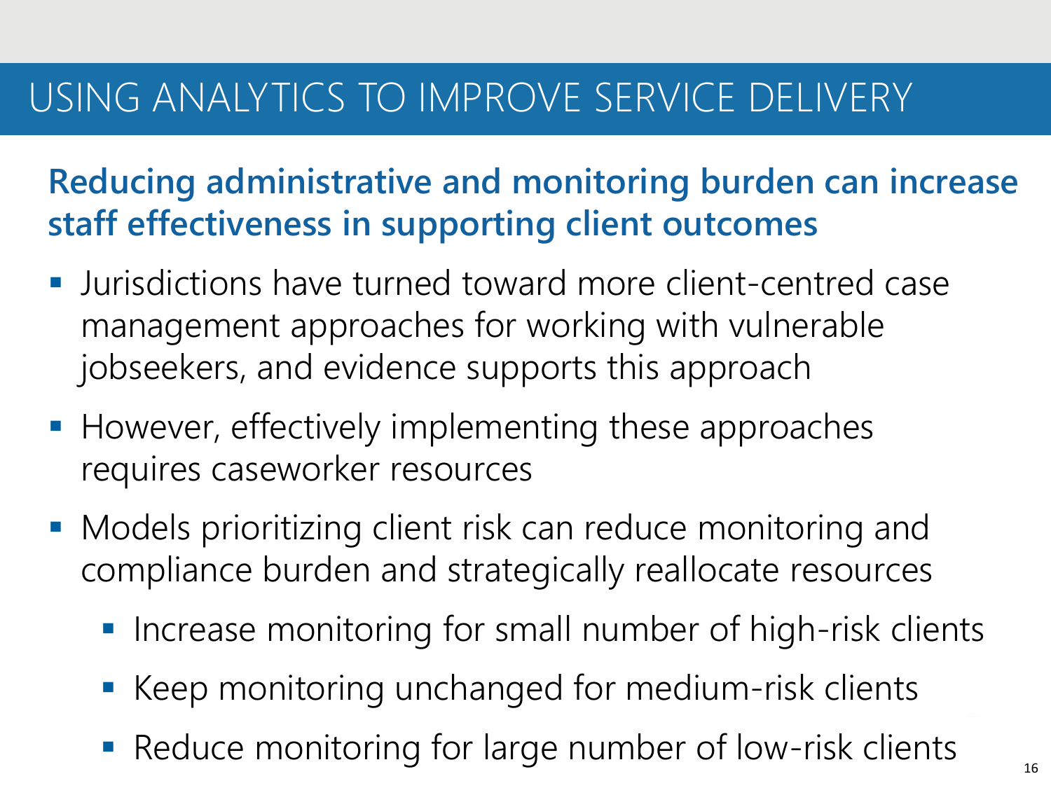# USING ANALYTICS TO IMPROVE SERVICE DELIVERY

## Reducing administrative and monitoring burden can increase staff effectiveness in supporting client outcomes

- Jurisdictions have turned toward more client-centred case management approaches for working with vulnerable jobseekers, and evidence supports this approach
- However, effectively implementing these approaches requires caseworker resources
- Models prioritizing client risk can reduce monitoring and compliance burden and strategically reallocate resources
  - Increase monitoring for small number of high-risk clients
  - Keep monitoring unchanged for medium-risk clients
  - Reduce monitoring for large number of low-risk clients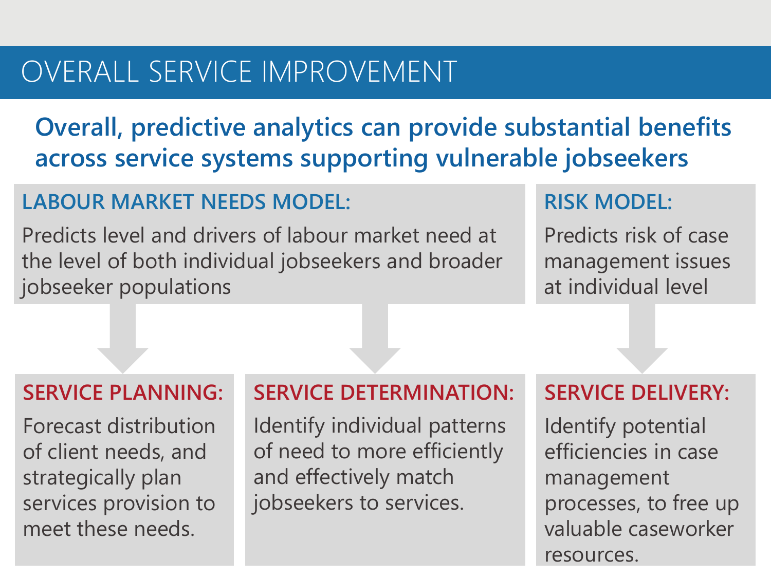# OVERALL SERVICE IMPROVEMENT

## Overall, predictive analytics can provide substantial benefits across service systems supporting vulnerable jobseekers

**LABOUR MARKET NEEDS MODEL:**

Predicts level and drivers of labour market need at the level of both individual jobseekers and broader jobseeker populations

**RISK MODEL:**

Predicts risk of case management issues at individual level

**SERVICE PLANNING:**

Forecast distribution of client needs, and strategically plan services provision to meet these needs.

**SERVICE DETERMINATION:**

Identify individual patterns of need to more efficiently and effectively match jobseekers to services.

**SERVICE DELIVERY:**

Identify potential efficiencies in case management processes, to free up valuable caseworker resources.